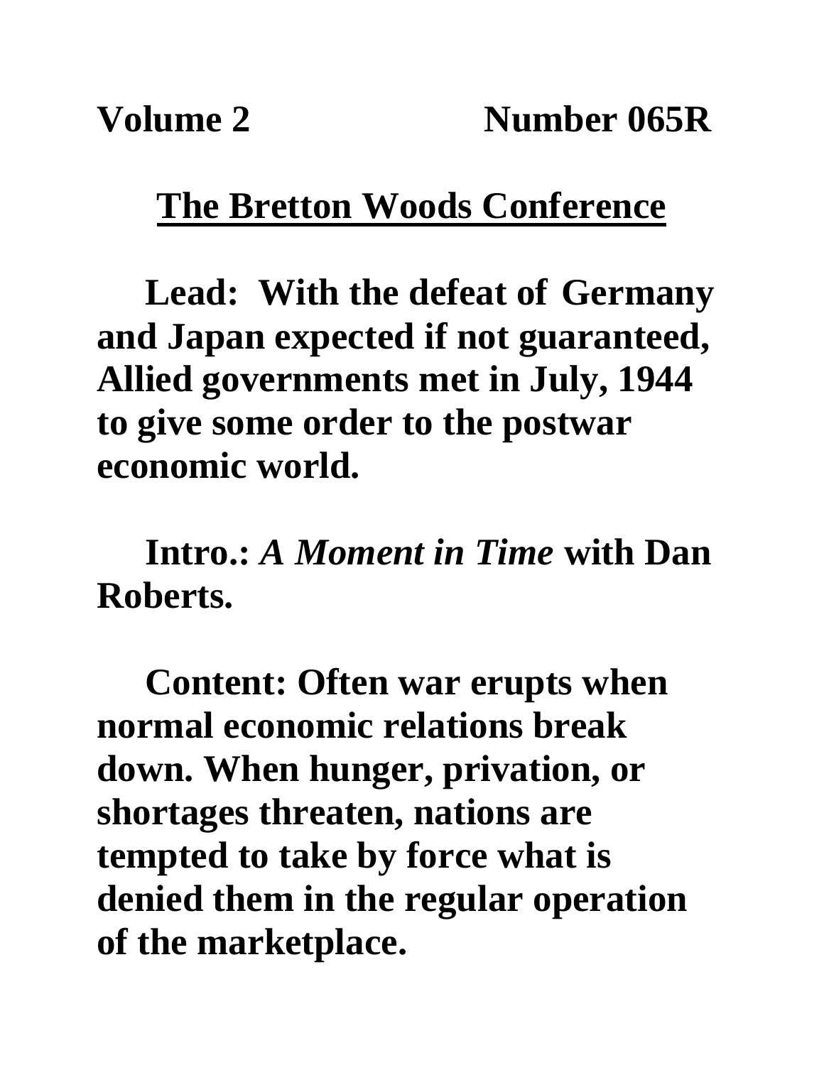**Volume 2 Number 065R**

# The Bretton Woods Conference

**Lead: With the defeat of Germany and Japan expected if not guaranteed, Allied governments met in July, 1944 to give some order to the postwar economic world.**

**Intro.:** ***A Moment in Time*** **with Dan Roberts.**

**Content: Often war erupts when normal economic relations break down. When hunger, privation, or shortages threaten, nations are tempted to take by force what is denied them in the regular operation of the marketplace.**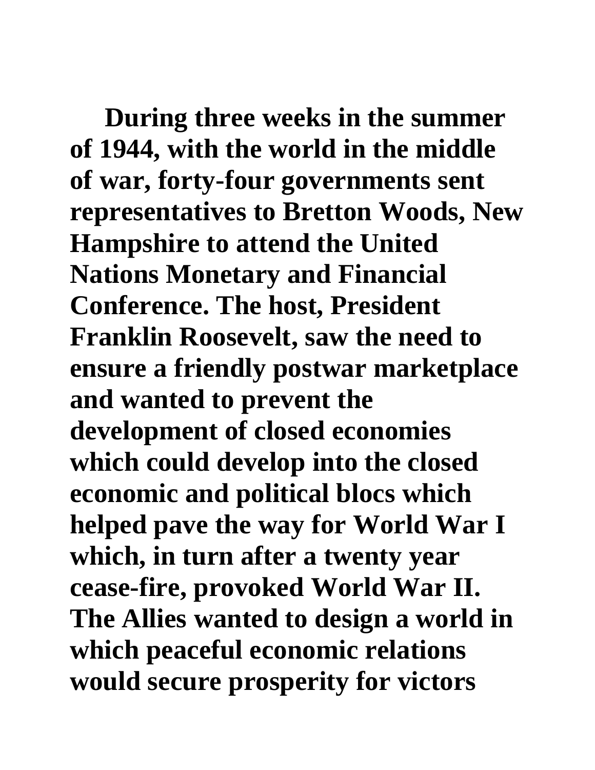**During three weeks in the summer of 1944, with the world in the middle of war, forty-four governments sent representatives to Bretton Woods, New Hampshire to attend the United Nations Monetary and Financial Conference. The host, President Franklin Roosevelt, saw the need to ensure a friendly postwar marketplace and wanted to prevent the development of closed economies which could develop into the closed economic and political blocs which helped pave the way for World War I which, in turn after a twenty year cease-fire, provoked World War II. The Allies wanted to design a world in which peaceful economic relations would secure prosperity for victors**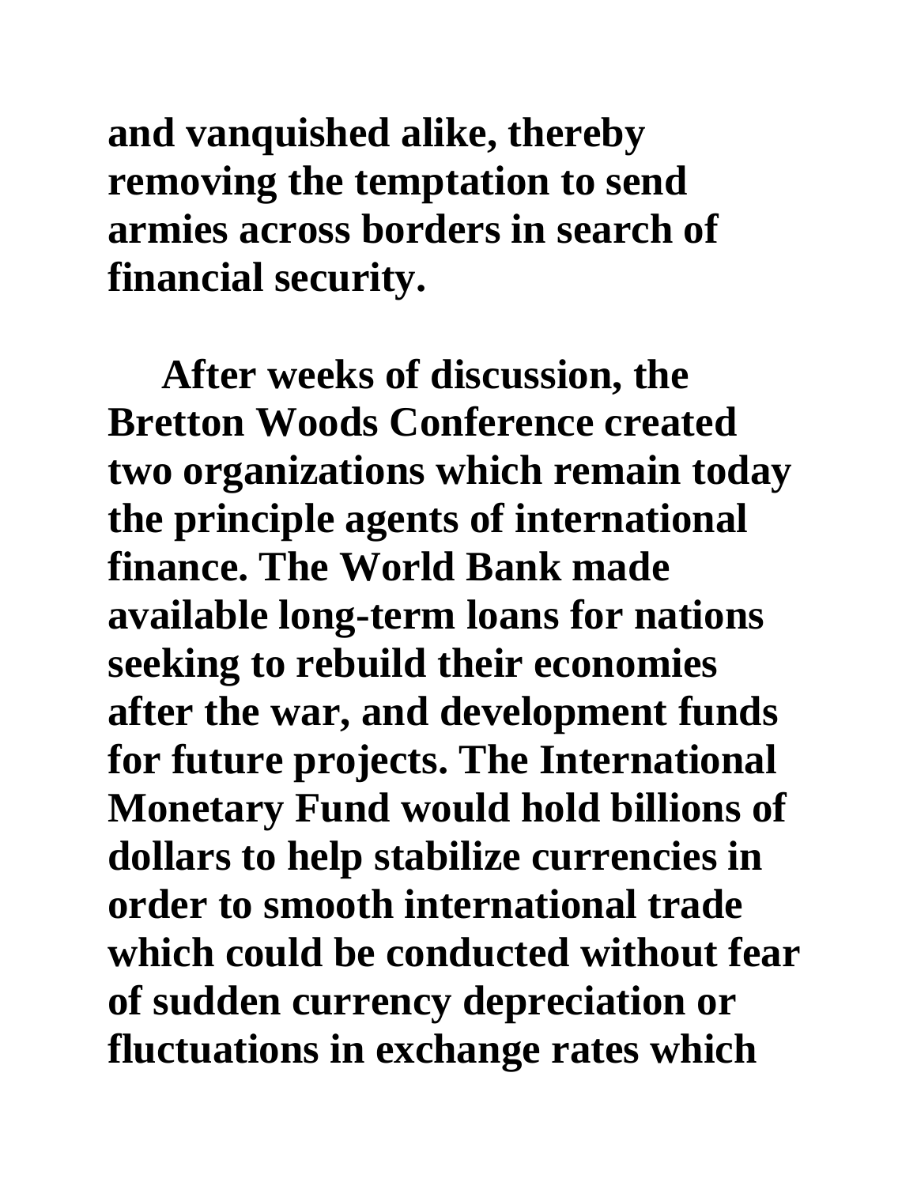**and vanquished alike, thereby removing the temptation to send armies across borders in search of financial security.**

**After weeks of discussion, the Bretton Woods Conference created two organizations which remain today the principle agents of international finance. The World Bank made available long-term loans for nations seeking to rebuild their economies after the war, and development funds for future projects. The International Monetary Fund would hold billions of dollars to help stabilize currencies in order to smooth international trade which could be conducted without fear of sudden currency depreciation or fluctuations in exchange rates which**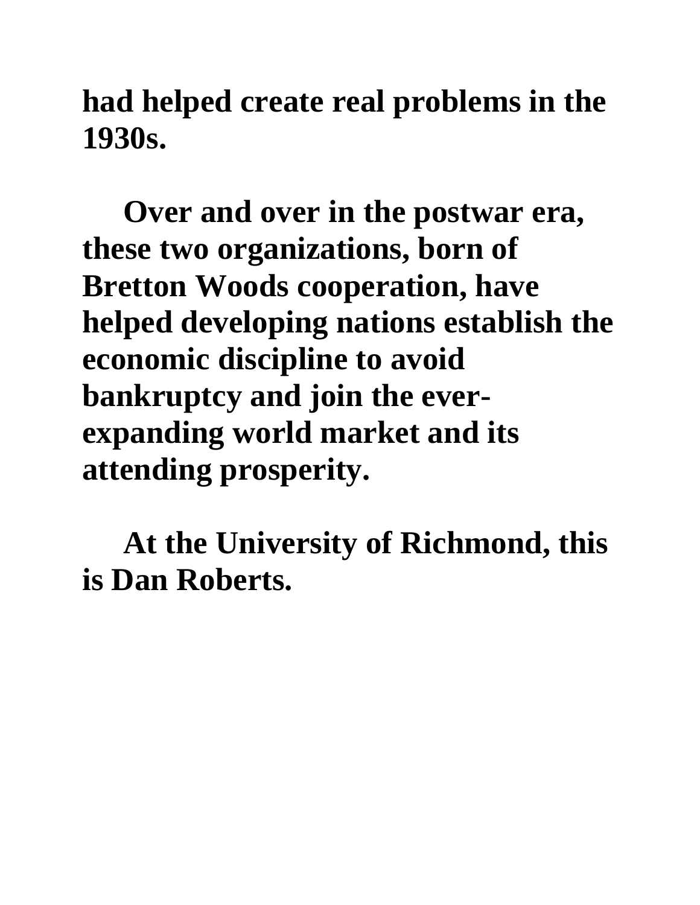**had helped create real problems in the 1930s.**

**Over and over in the postwar era, these two organizations, born of Bretton Woods cooperation, have helped developing nations establish the economic discipline to avoid bankruptcy and join the ever-expanding world market and its attending prosperity.**

**At the University of Richmond, this is Dan Roberts.**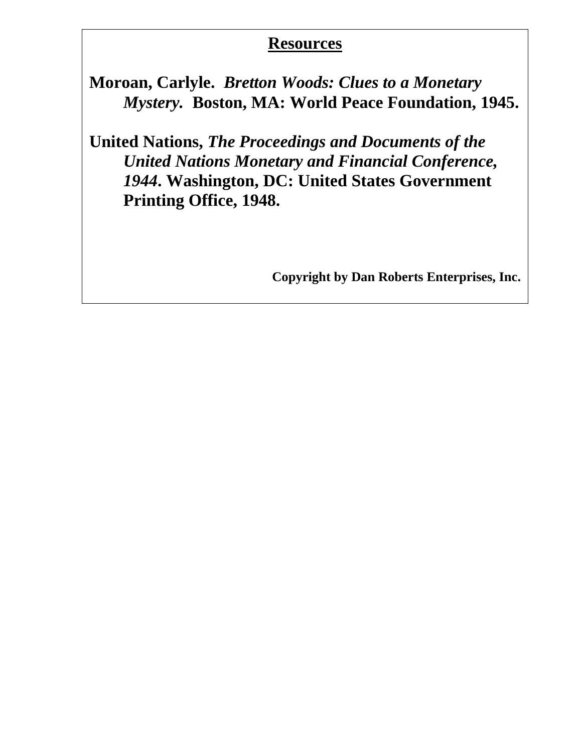## Resources

**Moroan, Carlyle.** ***Bretton Woods: Clues to a Monetary Mystery.*** **Boston, MA: World Peace Foundation, 1945.**

**United Nations,** ***The Proceedings and Documents of the United Nations Monetary and Financial Conference, 1944.*** **Washington, DC: United States Government Printing Office, 1948.**

**Copyright by Dan Roberts Enterprises, Inc.**